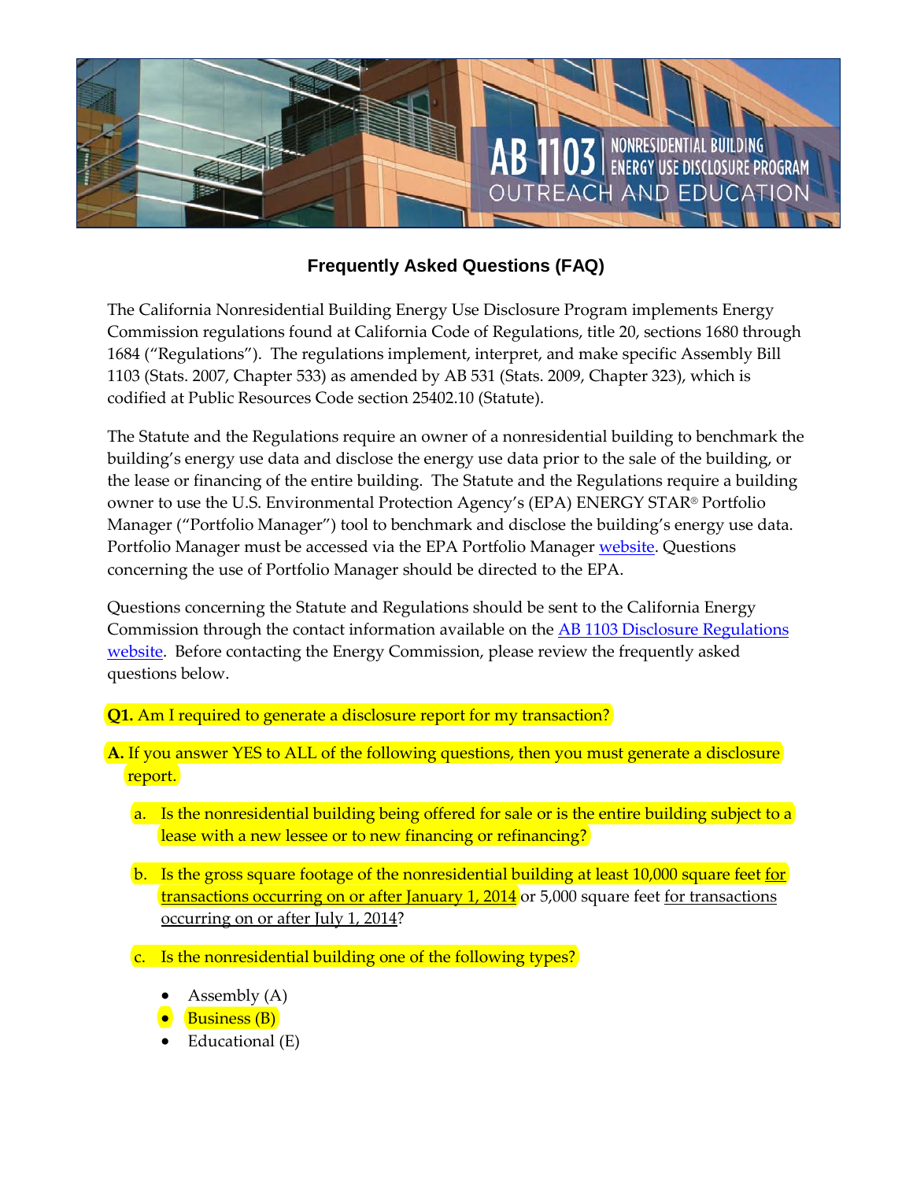# AB 1103 | NONRESIDENTIAL BUILDING ENERGY USE DISCLOSURE PROGRAM OUTREACH AND EDUCATION

## Frequently Asked Questions (FAQ)

The California Nonresidential Building Energy Use Disclosure Program implements Energy Commission regulations found at California Code of Regulations, title 20, sections 1680 through 1684 ("Regulations"). The regulations implement, interpret, and make specific Assembly Bill 1103 (Stats. 2007, Chapter 533) as amended by AB 531 (Stats. 2009, Chapter 323), which is codified at Public Resources Code section 25402.10 (Statute).

The Statute and the Regulations require an owner of a nonresidential building to benchmark the building's energy use data and disclose the energy use data prior to the sale of the building, or the lease or financing of the entire building. The Statute and the Regulations require a building owner to use the U.S. Environmental Protection Agency's (EPA) ENERGY STAR® Portfolio Manager ("Portfolio Manager") tool to benchmark and disclose the building's energy use data. Portfolio Manager must be accessed via the EPA Portfolio Manager website. Questions concerning the use of Portfolio Manager should be directed to the EPA.

Questions concerning the Statute and Regulations should be sent to the California Energy Commission through the contact information available on the AB 1103 Disclosure Regulations website. Before contacting the Energy Commission, please review the frequently asked questions below.

**Q1.** Am I required to generate a disclosure report for my transaction?

**A.** If you answer YES to ALL of the following questions, then you must generate a disclosure report.

a. Is the nonresidential building being offered for sale or is the entire building subject to a lease with a new lessee or to new financing or refinancing?

b. Is the gross square footage of the nonresidential building at least 10,000 square feet for transactions occurring on or after January 1, 2014 or 5,000 square feet for transactions occurring on or after July 1, 2014?

c. Is the nonresidential building one of the following types?

- Assembly (A)
- Business (B)
- Educational (E)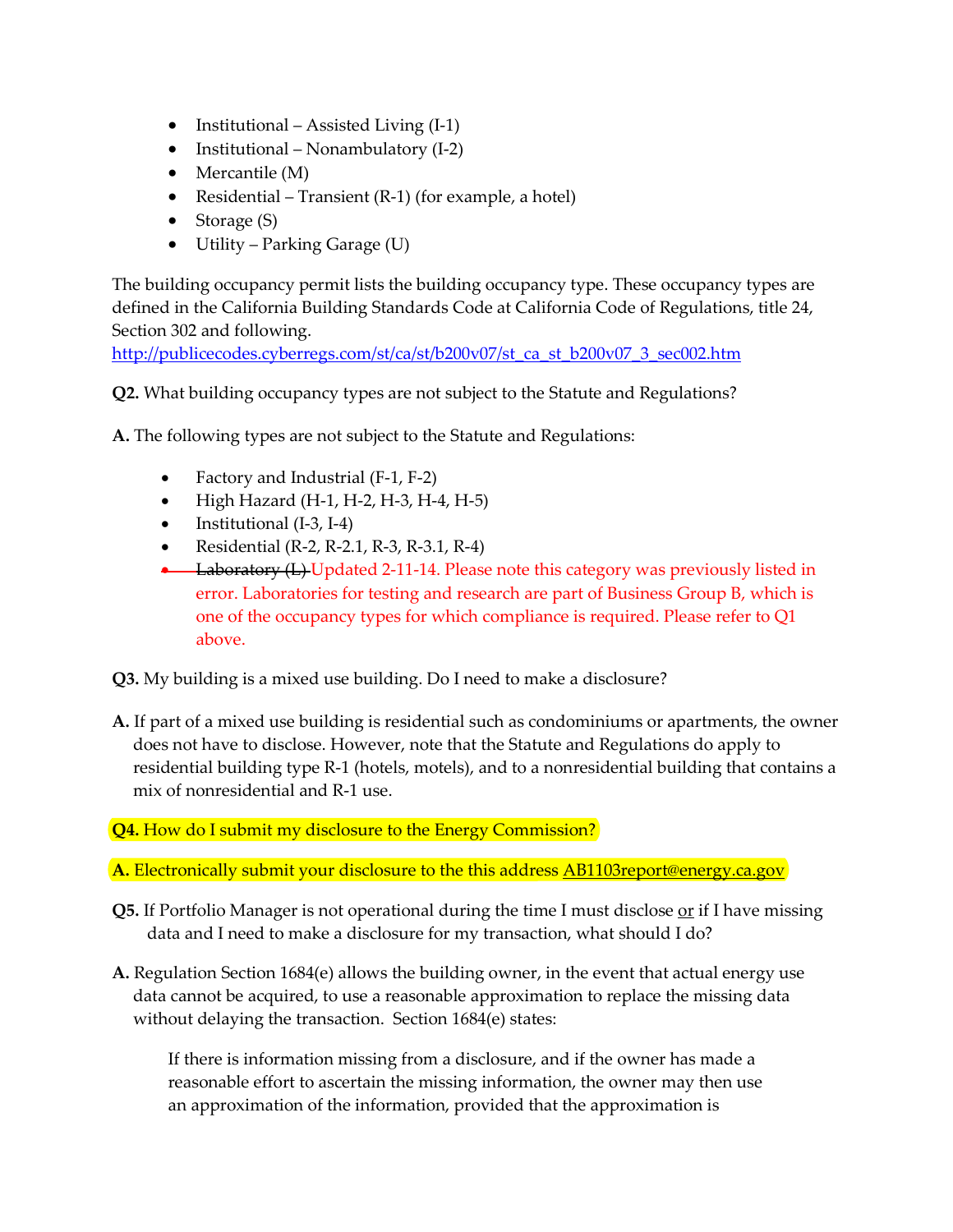- Institutional – Assisted Living (I-1)
- Institutional – Nonambulatory (I-2)
- Mercantile (M)
- Residential – Transient (R-1) (for example, a hotel)
- Storage (S)
- Utility – Parking Garage (U)

The building occupancy permit lists the building occupancy type. These occupancy types are defined in the California Building Standards Code at California Code of Regulations, title 24, Section 302 and following.
http://publicecodes.cyberregs.com/st/ca/st/b200v07/st_ca_st_b200v07_3_sec002.htm

**Q2.** What building occupancy types are not subject to the Statute and Regulations?

**A.** The following types are not subject to the Statute and Regulations:

- Factory and Industrial (F-1, F-2)
- High Hazard (H-1, H-2, H-3, H-4, H-5)
- Institutional (I-3, I-4)
- Residential (R-2, R-2.1, R-3, R-3.1, R-4)
- ~~Laboratory (L)~~ Updated 2-11-14. Please note this category was previously listed in error. Laboratories for testing and research are part of Business Group B, which is one of the occupancy types for which compliance is required. Please refer to Q1 above.

**Q3.** My building is a mixed use building. Do I need to make a disclosure?

**A.** If part of a mixed use building is residential such as condominiums or apartments, the owner does not have to disclose. However, note that the Statute and Regulations do apply to residential building type R-1 (hotels, motels), and to a nonresidential building that contains a mix of nonresidential and R-1 use.

**Q4.** How do I submit my disclosure to the Energy Commission?

**A.** Electronically submit your disclosure to the this address AB1103report@energy.ca.gov

**Q5.** If Portfolio Manager is not operational during the time I must disclose or if I have missing data and I need to make a disclosure for my transaction, what should I do?

**A.** Regulation Section 1684(e) allows the building owner, in the event that actual energy use data cannot be acquired, to use a reasonable approximation to replace the missing data without delaying the transaction. Section 1684(e) states:

> If there is information missing from a disclosure, and if the owner has made a reasonable effort to ascertain the missing information, the owner may then use an approximation of the information, provided that the approximation is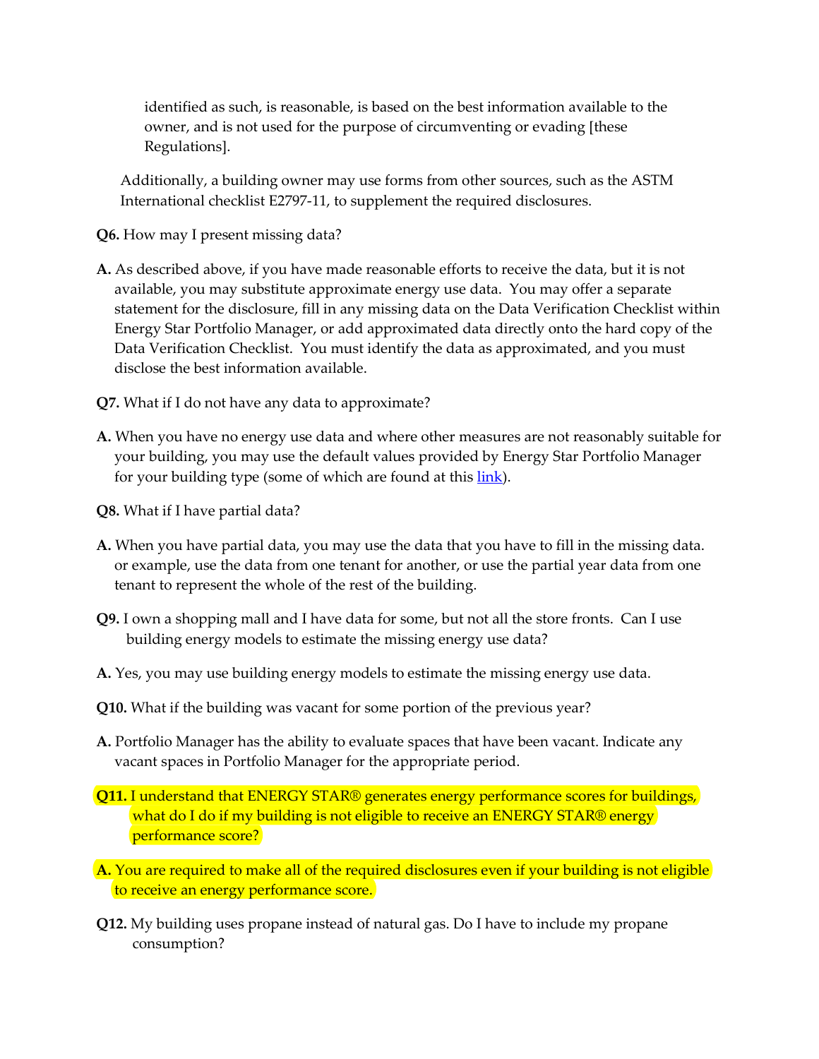identified as such, is reasonable, is based on the best information available to the owner, and is not used for the purpose of circumventing or evading [these Regulations].

Additionally, a building owner may use forms from other sources, such as the ASTM International checklist E2797-11, to supplement the required disclosures.

**Q6.** How may I present missing data?

**A.** As described above, if you have made reasonable efforts to receive the data, but it is not available, you may substitute approximate energy use data. You may offer a separate statement for the disclosure, fill in any missing data on the Data Verification Checklist within Energy Star Portfolio Manager, or add approximated data directly onto the hard copy of the Data Verification Checklist. You must identify the data as approximated, and you must disclose the best information available.

**Q7.** What if I do not have any data to approximate?

**A.** When you have no energy use data and where other measures are not reasonably suitable for your building, you may use the default values provided by Energy Star Portfolio Manager for your building type (some of which are found at this link).

**Q8.** What if I have partial data?

**A.** When you have partial data, you may use the data that you have to fill in the missing data. or example, use the data from one tenant for another, or use the partial year data from one tenant to represent the whole of the rest of the building.

**Q9.** I own a shopping mall and I have data for some, but not all the store fronts. Can I use building energy models to estimate the missing energy use data?

**A.** Yes, you may use building energy models to estimate the missing energy use data.

**Q10.** What if the building was vacant for some portion of the previous year?

**A.** Portfolio Manager has the ability to evaluate spaces that have been vacant. Indicate any vacant spaces in Portfolio Manager for the appropriate period.

**Q11.** I understand that ENERGY STAR® generates energy performance scores for buildings, what do I do if my building is not eligible to receive an ENERGY STAR® energy performance score?

**A.** You are required to make all of the required disclosures even if your building is not eligible to receive an energy performance score.

**Q12.** My building uses propane instead of natural gas. Do I have to include my propane consumption?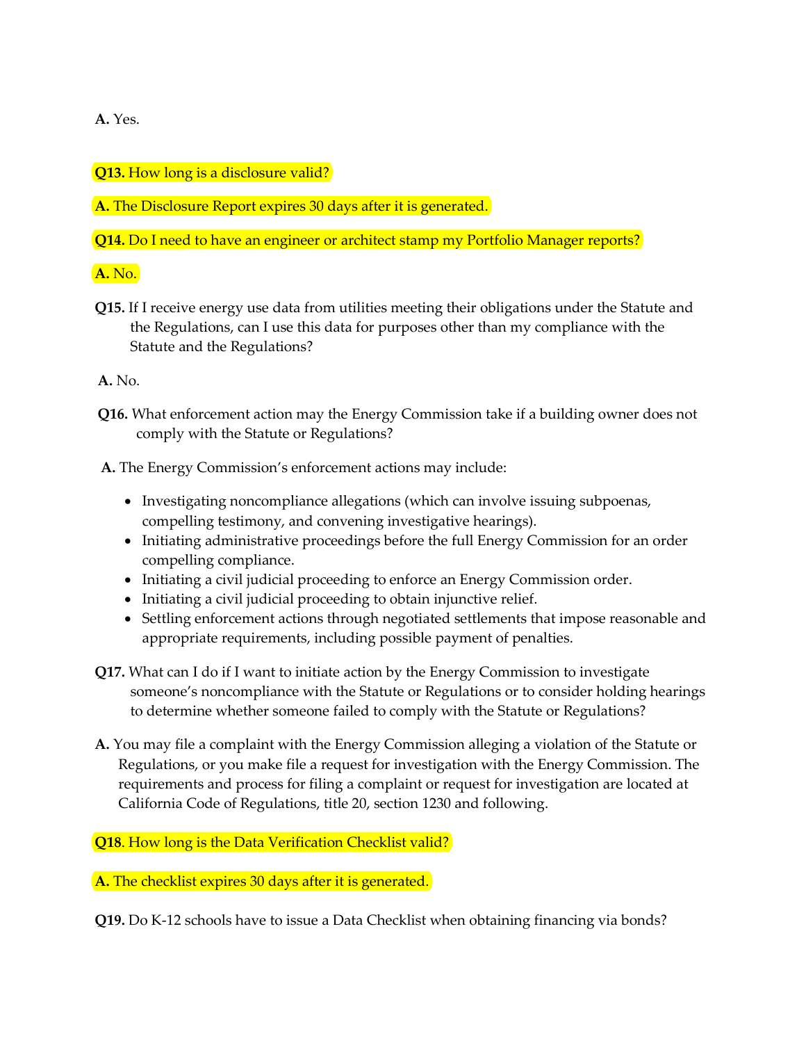**A.** Yes.

**Q13.** How long is a disclosure valid?

**A.** The Disclosure Report expires 30 days after it is generated.

**Q14.** Do I need to have an engineer or architect stamp my Portfolio Manager reports?

**A.** No.

**Q15.** If I receive energy use data from utilities meeting their obligations under the Statute and the Regulations, can I use this data for purposes other than my compliance with the Statute and the Regulations?

**A.** No.

**Q16.** What enforcement action may the Energy Commission take if a building owner does not comply with the Statute or Regulations?

**A.** The Energy Commission's enforcement actions may include:

- Investigating noncompliance allegations (which can involve issuing subpoenas, compelling testimony, and convening investigative hearings).
- Initiating administrative proceedings before the full Energy Commission for an order compelling compliance.
- Initiating a civil judicial proceeding to enforce an Energy Commission order.
- Initiating a civil judicial proceeding to obtain injunctive relief.
- Settling enforcement actions through negotiated settlements that impose reasonable and appropriate requirements, including possible payment of penalties.

**Q17.** What can I do if I want to initiate action by the Energy Commission to investigate someone's noncompliance with the Statute or Regulations or to consider holding hearings to determine whether someone failed to comply with the Statute or Regulations?

**A.** You may file a complaint with the Energy Commission alleging a violation of the Statute or Regulations, or you make file a request for investigation with the Energy Commission. The requirements and process for filing a complaint or request for investigation are located at California Code of Regulations, title 20, section 1230 and following.

**Q18**. How long is the Data Verification Checklist valid?

**A.** The checklist expires 30 days after it is generated.

**Q19.** Do K-12 schools have to issue a Data Checklist when obtaining financing via bonds?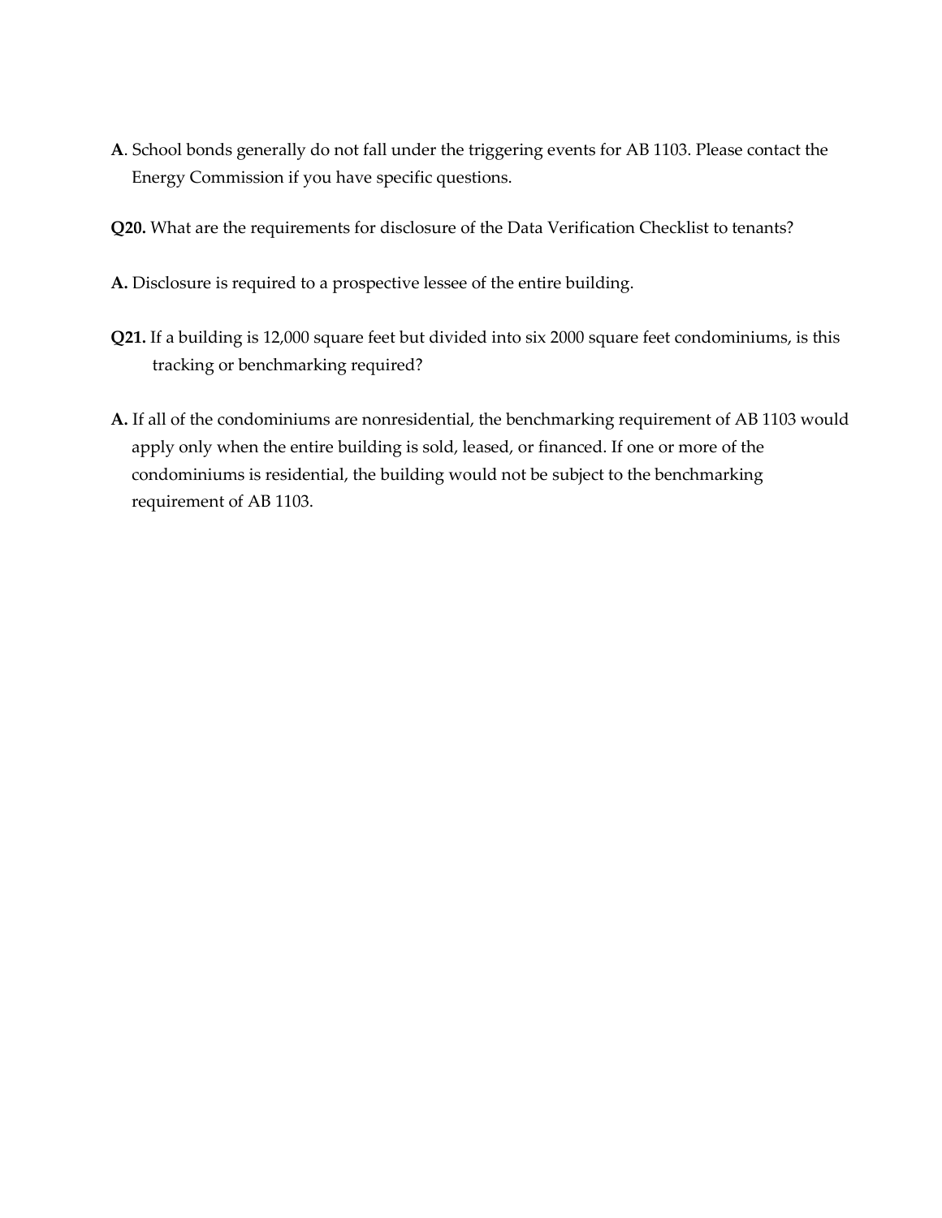**A**. School bonds generally do not fall under the triggering events for AB 1103. Please contact the Energy Commission if you have specific questions.

**Q20.** What are the requirements for disclosure of the Data Verification Checklist to tenants?

**A.** Disclosure is required to a prospective lessee of the entire building.

**Q21.** If a building is 12,000 square feet but divided into six 2000 square feet condominiums, is this tracking or benchmarking required?

**A.** If all of the condominiums are nonresidential, the benchmarking requirement of AB 1103 would apply only when the entire building is sold, leased, or financed. If one or more of the condominiums is residential, the building would not be subject to the benchmarking requirement of AB 1103.